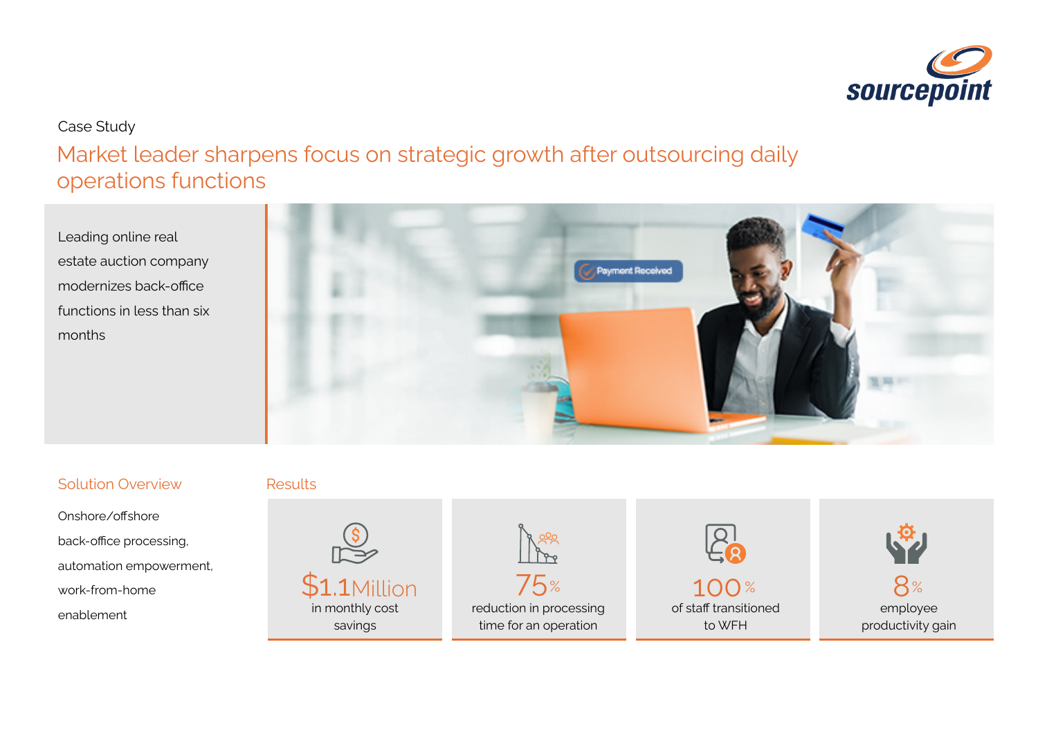Case Study

# Market leader sharpens focus on strategic growth after outsourcing daily operations functions

Leading online real estate auction company modernizes back-office functions in less than six months

## Solution Overview

Onshore/offshore back-office processing, automation empowerment, work-from-home enablement

## Results

**$1.1Million**
in monthly cost savings

**75%**
reduction in processing time for an operation

**100%**
of staff transitioned to WFH

**8%**
employee productivity gain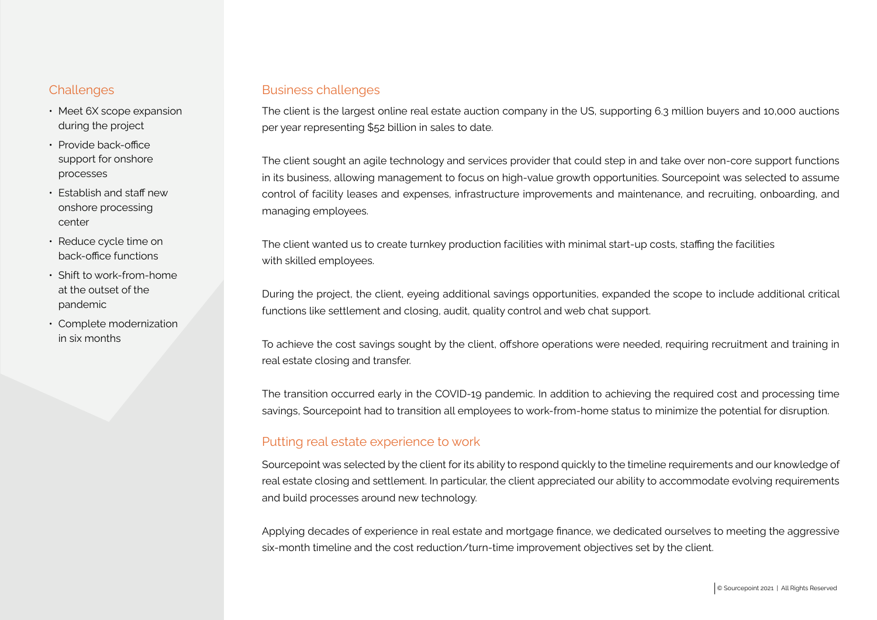## Challenges

- Meet 6X scope expansion during the project
- Provide back-office support for onshore processes
- Establish and staff new onshore processing center
- Reduce cycle time on back-office functions
- Shift to work-from-home at the outset of the pandemic
- Complete modernization in six months

## Business challenges

The client is the largest online real estate auction company in the US, supporting 6.3 million buyers and 10,000 auctions per year representing $52 billion in sales to date.

The client sought an agile technology and services provider that could step in and take over non-core support functions in its business, allowing management to focus on high-value growth opportunities. Sourcepoint was selected to assume control of facility leases and expenses, infrastructure improvements and maintenance, and recruiting, onboarding, and managing employees.

The client wanted us to create turnkey production facilities with minimal start-up costs, staffing the facilities with skilled employees.

During the project, the client, eyeing additional savings opportunities, expanded the scope to include additional critical functions like settlement and closing, audit, quality control and web chat support.

To achieve the cost savings sought by the client, offshore operations were needed, requiring recruitment and training in real estate closing and transfer.

The transition occurred early in the COVID-19 pandemic. In addition to achieving the required cost and processing time savings, Sourcepoint had to transition all employees to work-from-home status to minimize the potential for disruption.

## Putting real estate experience to work

Sourcepoint was selected by the client for its ability to respond quickly to the timeline requirements and our knowledge of real estate closing and settlement. In particular, the client appreciated our ability to accommodate evolving requirements and build processes around new technology.

Applying decades of experience in real estate and mortgage finance, we dedicated ourselves to meeting the aggressive six-month timeline and the cost reduction/turn-time improvement objectives set by the client.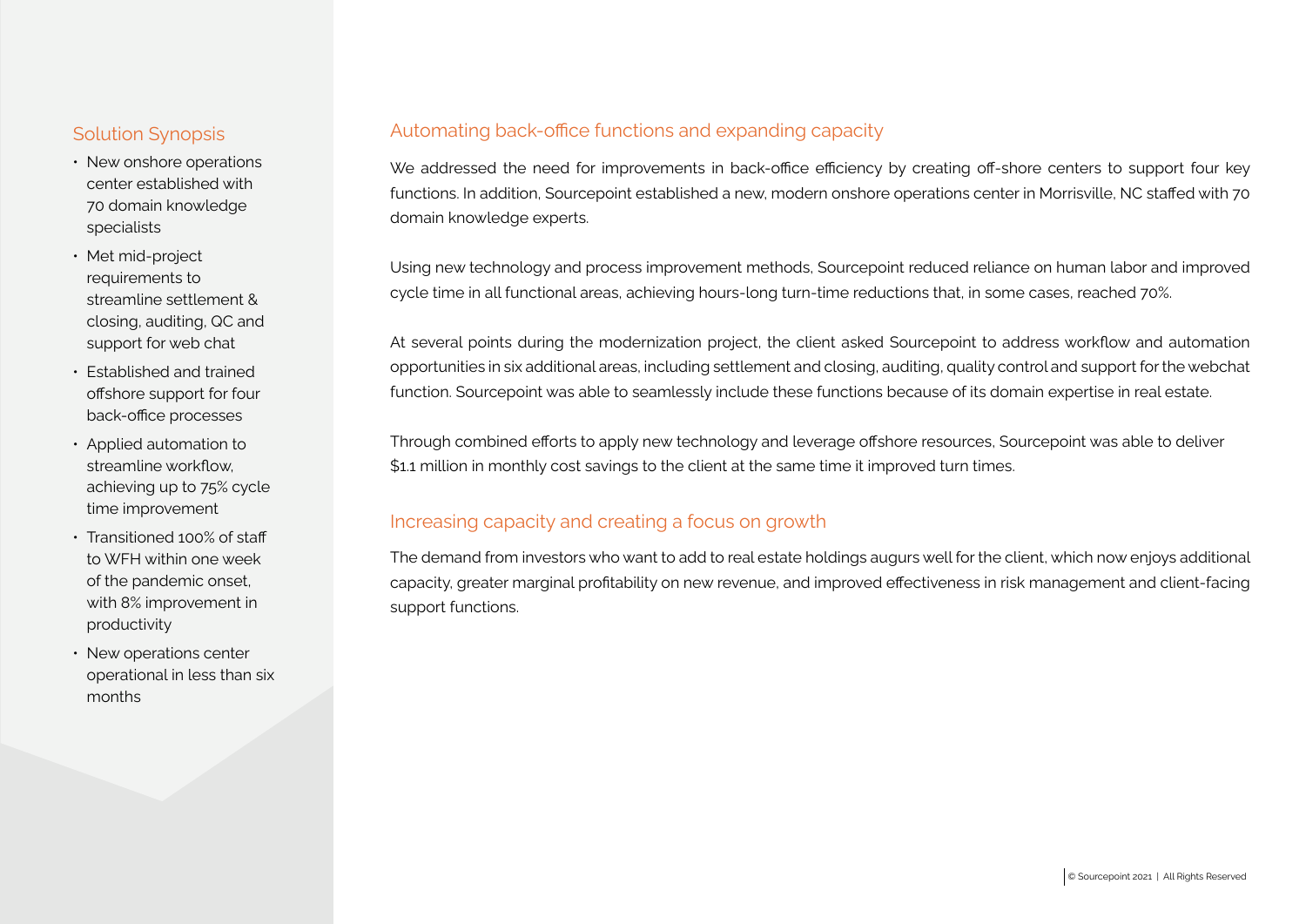## Solution Synopsis

- New onshore operations center established with 70 domain knowledge specialists
- Met mid-project requirements to streamline settlement & closing, auditing, QC and support for web chat
- Established and trained offshore support for four back-office processes
- Applied automation to streamline workflow, achieving up to 75% cycle time improvement
- Transitioned 100% of staff to WFH within one week of the pandemic onset, with 8% improvement in productivity
- New operations center operational in less than six months

## Automating back-office functions and expanding capacity

We addressed the need for improvements in back-office efficiency by creating off-shore centers to support four key functions. In addition, Sourcepoint established a new, modern onshore operations center in Morrisville, NC staffed with 70 domain knowledge experts.

Using new technology and process improvement methods, Sourcepoint reduced reliance on human labor and improved cycle time in all functional areas, achieving hours-long turn-time reductions that, in some cases, reached 70%.

At several points during the modernization project, the client asked Sourcepoint to address workflow and automation opportunities in six additional areas, including settlement and closing, auditing, quality control and support for the webchat function. Sourcepoint was able to seamlessly include these functions because of its domain expertise in real estate.

Through combined efforts to apply new technology and leverage offshore resources, Sourcepoint was able to deliver $1.1 million in monthly cost savings to the client at the same time it improved turn times.

## Increasing capacity and creating a focus on growth

The demand from investors who want to add to real estate holdings augurs well for the client, which now enjoys additional capacity, greater marginal profitability on new revenue, and improved effectiveness in risk management and client-facing support functions.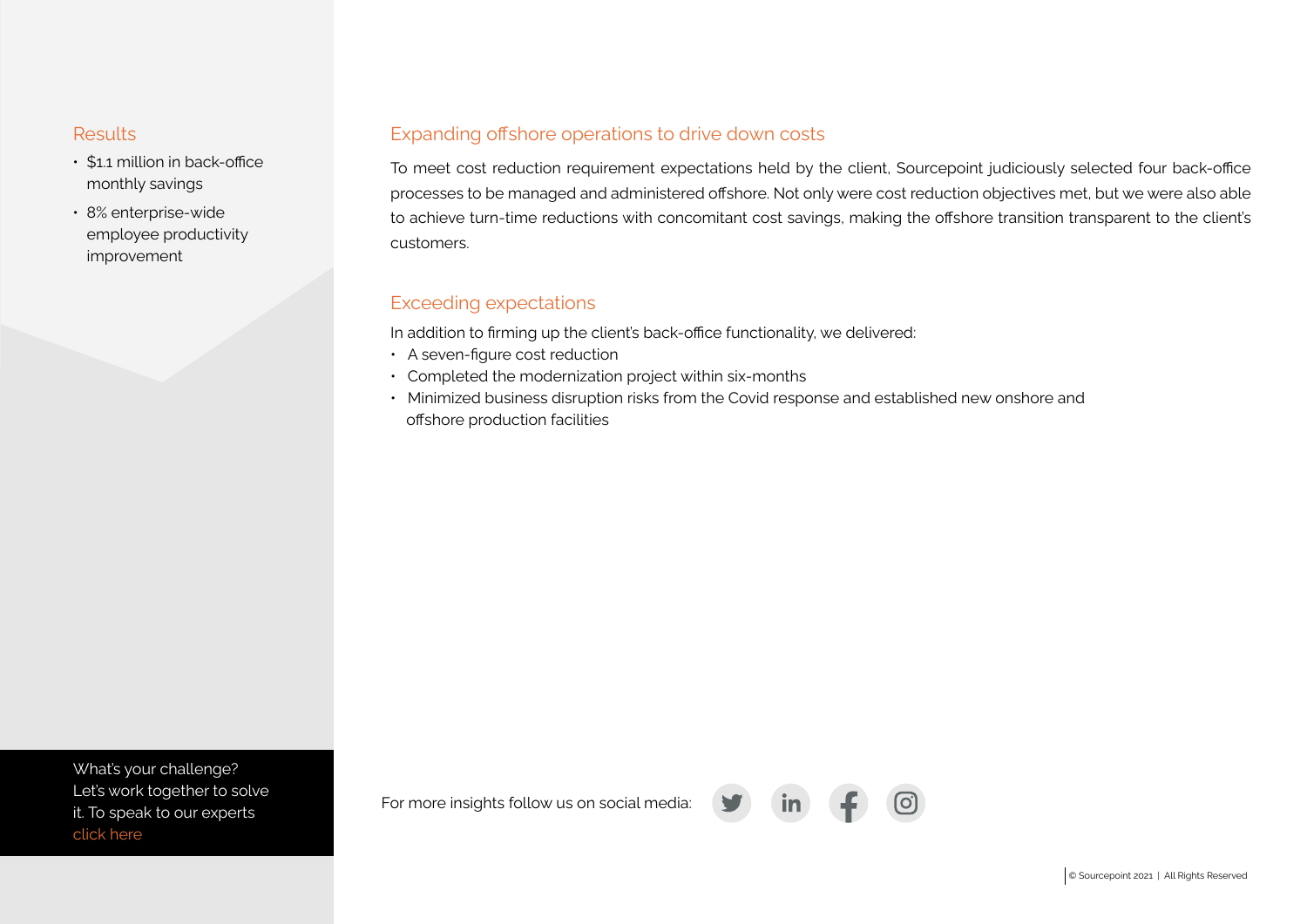## Results

- $1.1 million in back-office monthly savings
- 8% enterprise-wide employee productivity improvement

## Expanding offshore operations to drive down costs

To meet cost reduction requirement expectations held by the client, Sourcepoint judiciously selected four back-office processes to be managed and administered offshore. Not only were cost reduction objectives met, but we were also able to achieve turn-time reductions with concomitant cost savings, making the offshore transition transparent to the client's customers.

## Exceeding expectations

In addition to firming up the client's back-office functionality, we delivered:

- A seven-figure cost reduction
- Completed the modernization project within six-months
- Minimized business disruption risks from the Covid response and established new onshore and offshore production facilities

What's your challenge? Let's work together to solve it. To speak to our experts click here

For more insights follow us on social media:

© Sourcepoint 2021 | All Rights Reserved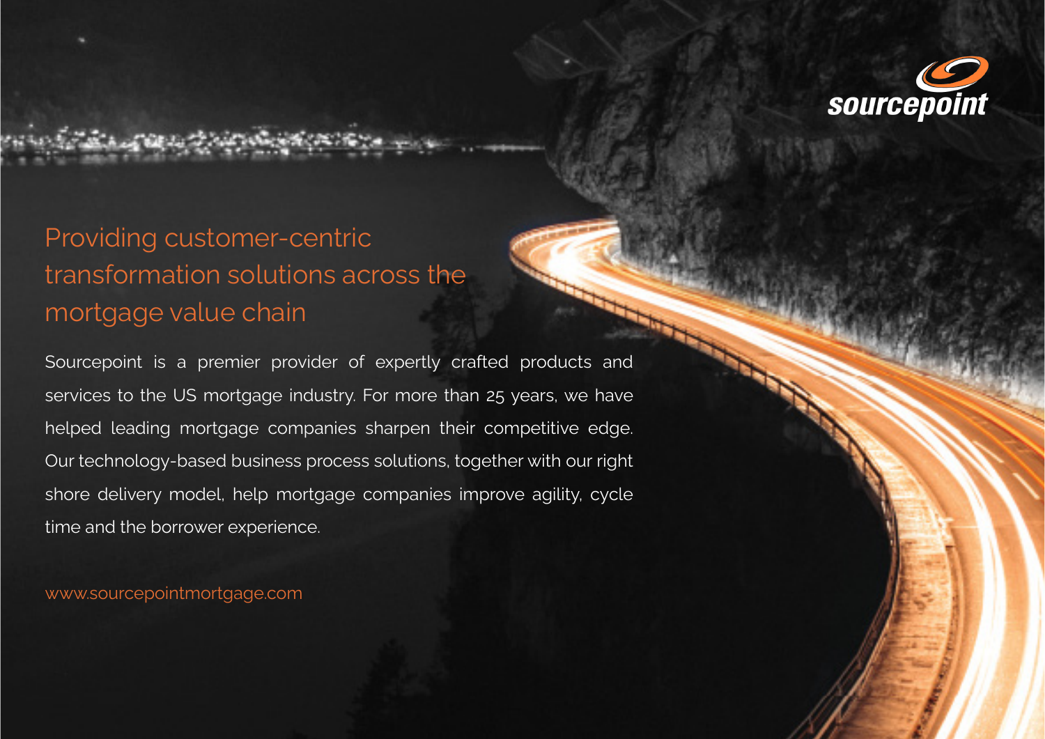sourcepoint

## Providing customer-centric transformation solutions across the mortgage value chain

Sourcepoint is a premier provider of expertly crafted products and services to the US mortgage industry. For more than 25 years, we have helped leading mortgage companies sharpen their competitive edge. Our technology-based business process solutions, together with our right shore delivery model, help mortgage companies improve agility, cycle time and the borrower experience.

www.sourcepointmortgage.com